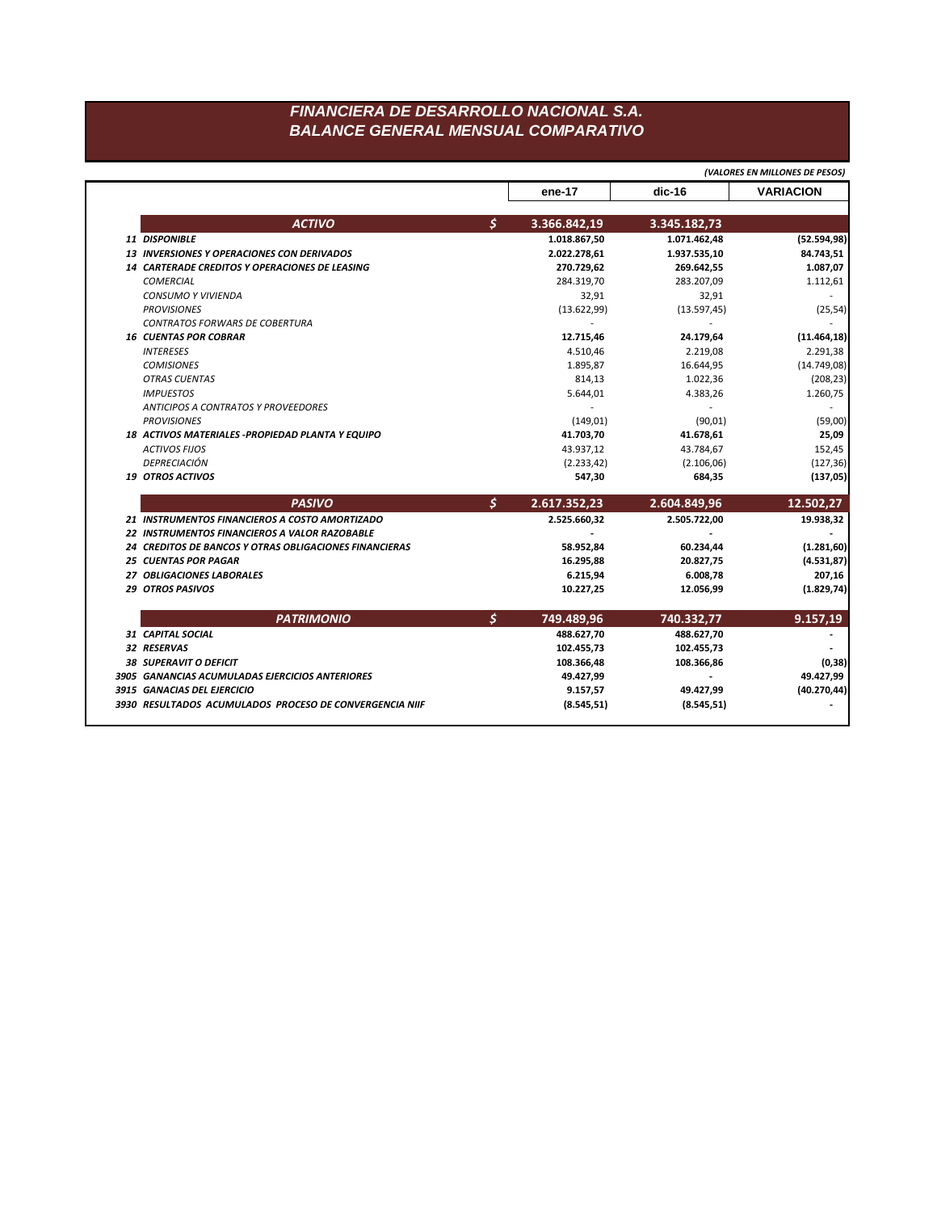# FINANCIERA DE DESARROLLO NACIONAL S.A.
## BALANCE GENERAL MENSUAL COMPARATIVO

*(VALORES EN MILLONES DE PESOS)*

| | | ene-17 | dic-16 | VARIACION |
|---|---|---|---|---|
| **ACTIVO** | **$** | **3.366.842,19** | **3.345.182,73** | |
| **11 DISPONIBLE** | | **1.018.867,50** | **1.071.462,48** | **(52.594,98)** |
| **13 INVERSIONES Y OPERACIONES CON DERIVADOS** | | **2.022.278,61** | **1.937.535,10** | **84.743,51** |
| **14 CARTERADE CREDITOS Y OPERACIONES DE LEASING** | | **270.729,62** | **269.642,55** | **1.087,07** |
| *COMERCIAL* | | 284.319,70 | 283.207,09 | 1.112,61 |
| *CONSUMO Y VIVIENDA* | | 32,91 | 32,91 | - |
| *PROVISIONES* | | (13.622,99) | (13.597,45) | (25,54) |
| *CONTRATOS FORWARS DE COBERTURA* | | - | - | - |
| **16 CUENTAS POR COBRAR** | | **12.715,46** | **24.179,64** | **(11.464,18)** |
| *INTERESES* | | 4.510,46 | 2.219,08 | 2.291,38 |
| *COMISIONES* | | 1.895,87 | 16.644,95 | (14.749,08) |
| *OTRAS CUENTAS* | | 814,13 | 1.022,36 | (208,23) |
| *IMPUESTOS* | | 5.644,01 | 4.383,26 | 1.260,75 |
| *ANTICIPOS A CONTRATOS Y PROVEEDORES* | | - | - | - |
| *PROVISIONES* | | (149,01) | (90,01) | (59,00) |
| **18 ACTIVOS MATERIALES -PROPIEDAD PLANTA Y EQUIPO** | | **41.703,70** | **41.678,61** | **25,09** |
| *ACTIVOS FIJOS* | | 43.937,12 | 43.784,67 | 152,45 |
| *DEPRECIACIÓN* | | (2.233,42) | (2.106,06) | (127,36) |
| **19 OTROS ACTIVOS** | | **547,30** | **684,35** | **(137,05)** |
| **PASIVO** | **$** | **2.617.352,23** | **2.604.849,96** | **12.502,27** |
| **21 INSTRUMENTOS FINANCIEROS A COSTO AMORTIZADO** | | **2.525.660,32** | **2.505.722,00** | **19.938,32** |
| **22 INSTRUMENTOS FINANCIEROS A VALOR RAZOBABLE** | | **-** | **-** | **-** |
| **24 CREDITOS DE BANCOS Y OTRAS OBLIGACIONES FINANCIERAS** | | **58.952,84** | **60.234,44** | **(1.281,60)** |
| **25 CUENTAS POR PAGAR** | | **16.295,88** | **20.827,75** | **(4.531,87)** |
| **27 OBLIGACIONES LABORALES** | | **6.215,94** | **6.008,78** | **207,16** |
| **29 OTROS PASIVOS** | | **10.227,25** | **12.056,99** | **(1.829,74)** |
| **PATRIMONIO** | **$** | **749.489,96** | **740.332,77** | **9.157,19** |
| **31 CAPITAL SOCIAL** | | **488.627,70** | **488.627,70** | **-** |
| **32 RESERVAS** | | **102.455,73** | **102.455,73** | **-** |
| **38 SUPERAVIT O DEFICIT** | | **108.366,48** | **108.366,86** | **(0,38)** |
| **3905 GANANCIAS ACUMULADAS EJERCICIOS ANTERIORES** | | **49.427,99** | **-** | **49.427,99** |
| **3915 GANACIAS DEL EJERCICIO** | | **9.157,57** | **49.427,99** | **(40.270,44)** |
| **3930 RESULTADOS ACUMULADOS PROCESO DE CONVERGENCIA NIIF** | | **(8.545,51)** | **(8.545,51)** | **-** |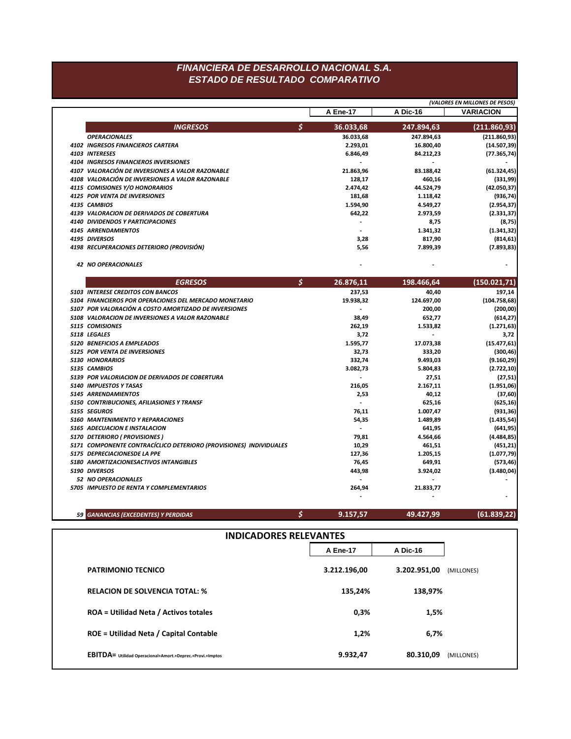# FINANCIERA DE DESARROLLO NACIONAL S.A.
## ESTADO DE RESULTADO COMPARATIVO

*(VALORES EN MILLONES DE PESOS)*

| | | A Ene-17 | A Dic-16 | VARIACION |
|---|---|---|---|---|
| ***INGRESOS*** | $ | **36.033,68** | **247.894,63** | **(211.860,93)** |
| ***OPERACIONALES*** | | 36.033,68 | 247.894,63 | (211.860,93) |
| ***4102 INGRESOS FINANCIEROS CARTERA*** | | 2.293,01 | 16.800,40 | (14.507,39) |
| ***4103 INTERESES*** | | 6.846,49 | 84.212,23 | (77.365,74) |
| ***4104 INGRESOS FINANCIEROS INVERSIONES*** | | - | - | - |
| ***4107 VALORACIÓN DE INVERSIONES A VALOR RAZONABLE*** | | 21.863,96 | 83.188,42 | (61.324,45) |
| ***4108 VALORACIÓN DE INVERSIONES A VALOR RAZONABLE*** | | 128,17 | 460,16 | (331,99) |
| ***4115 COMISIONES Y/O HONORARIOS*** | | 2.474,42 | 44.524,79 | (42.050,37) |
| ***4125 POR VENTA DE INVERSIONES*** | | 181,68 | 1.118,42 | (936,74) |
| ***4135 CAMBIOS*** | | 1.594,90 | 4.549,27 | (2.954,37) |
| ***4139 VALORACION DE DERIVADOS DE COBERTURA*** | | 642,22 | 2.973,59 | (2.331,37) |
| ***4140 DIVIDENDOS Y PARTICIPACIONES*** | | - | 8,75 | (8,75) |
| ***4145 ARRENDAMIENTOS*** | | - | 1.341,32 | (1.341,32) |
| ***4195 DIVERSOS*** | | 3,28 | 817,90 | (814,61) |
| ***4198 RECUPERACIONES DETERIORO (PROVISIÓN)*** | | 5,56 | 7.899,39 | (7.893,83) |
| ***42 NO OPERACIONALES*** | | - | - | - |
| ***EGRESOS*** | $ | **26.876,11** | **198.466,64** | **(150.021,71)** |
| ***5103 INTERESE CREDITOS CON BANCOS*** | | 237,53 | 40,40 | 197,14 |
| ***5104 FINANCIEROS POR OPERACIONES DEL MERCADO MONETARIO*** | | 19.938,32 | 124.697,00 | (104.758,68) |
| ***5107 POR VALORACIÓN A COSTO AMORTIZADO DE INVERSIONES*** | | - | 200,00 | (200,00) |
| ***5108 VALORACION DE INVERSIONES A VALOR RAZONABLE*** | | 38,49 | 652,77 | (614,27) |
| ***5115 COMISIONES*** | | 262,19 | 1.533,82 | (1.271,63) |
| ***5118 LEGALES*** | | 3,72 | - | 3,72 |
| ***5120 BENEFICIOS A EMPLEADOS*** | | 1.595,77 | 17.073,38 | (15.477,61) |
| ***5125 POR VENTA DE INVERSIONES*** | | 32,73 | 333,20 | (300,46) |
| ***5130 HONORARIOS*** | | 332,74 | 9.493,03 | (9.160,29) |
| ***5135 CAMBIOS*** | | 3.082,73 | 5.804,83 | (2.722,10) |
| ***5139 POR VALORIACION DE DERIVADOS DE COBERTURA*** | | - | 27,51 | (27,51) |
| ***5140 IMPUESTOS Y TASAS*** | | 216,05 | 2.167,11 | (1.951,06) |
| ***5145 ARRENDAMIENTOS*** | | 2,53 | 40,12 | (37,60) |
| ***5150 CONTRIBUCIONES, AFILIASIONES Y TRANSF*** | | - | 625,16 | (625,16) |
| ***5155 SEGUROS*** | | 76,11 | 1.007,47 | (931,36) |
| ***5160 MANTENIMIENTO Y REPARACIONES*** | | 54,35 | 1.489,89 | (1.435,54) |
| ***5165 ADECUACION E INSTALACION*** | | - | 641,95 | (641,95) |
| ***5170 DETERIORO ( PROVISIONES )*** | | 79,81 | 4.564,66 | (4.484,85) |
| ***5171 COMPONENTE CONTRACÍCLICO DETERIORO (PROVISIONES) INDIVIDUALES*** | | 10,29 | 461,51 | (451,21) |
| ***5175 DEPRECIACIONESDE LA PPE*** | | 127,36 | 1.205,15 | (1.077,79) |
| ***5180 AMORTIZACIONESACTIVOS INTANGIBLES*** | | 76,45 | 649,91 | (573,46) |
| ***5190 DIVERSOS*** | | 443,98 | 3.924,02 | (3.480,04) |
| ***52 NO OPERACIONALES*** | | - | - | - |
| ***5705 IMPUESTO DE RENTA Y COMPLEMENTARIOS*** | | 264,94 | 21.833,77 | |
| | | - | - | - |
| ***59 GANANCIAS (EXCEDENTES) Y PERDIDAS*** | $ | **9.157,57** | **49.427,99** | **(61.839,22)** |

## INDICADORES RELEVANTES

| | A Ene-17 | A Dic-16 | |
|---|---|---|---|
| **PATRIMONIO TECNICO** | **3.212.196,00** | **3.202.951,00** | (MILLONES) |
| **RELACION DE SOLVENCIA TOTAL: %** | **135,24%** | **138,97%** | |
| **ROA = Utilidad Neta / Activos totales** | **0,3%** | **1,5%** | |
| **ROE = Utilidad Neta / Capital Contable** | **1,2%** | **6,7%** | |
| **EBITDA=** Utilidad Operacional+Amort.+Deprec.+Provi.+Imptos | **9.932,47** | **80.310,09** | (MILLONES) |